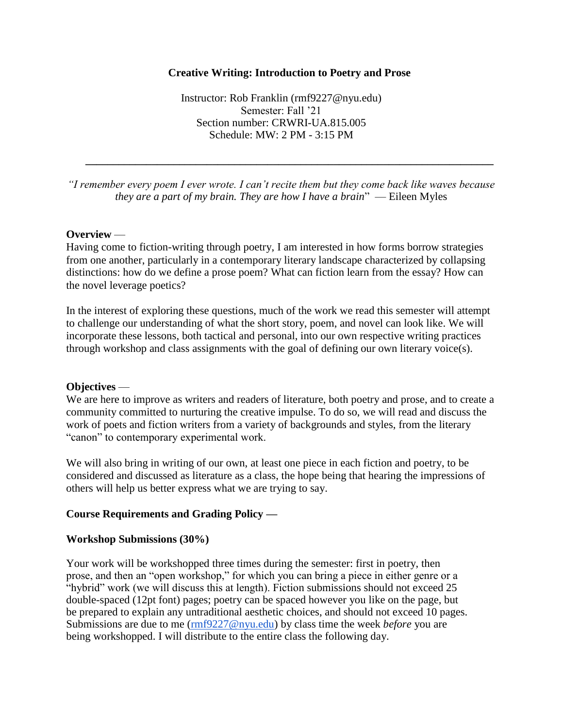# Creative Writing: Introduction to Poetry and Prose

Instructor: Rob Franklin (rmf9227@nyu.edu)
Semester: Fall '21
Section number: CRWRI-UA.815.005
Schedule: MW: 2 PM - 3:15 PM

---

*"I remember every poem I ever wrote. I can't recite them but they come back like waves because they are a part of my brain. They are how I have a brain"* — Eileen Myles

**Overview** —
Having come to fiction-writing through poetry, I am interested in how forms borrow strategies from one another, particularly in a contemporary literary landscape characterized by collapsing distinctions: how do we define a prose poem? What can fiction learn from the essay? How can the novel leverage poetics?

In the interest of exploring these questions, much of the work we read this semester will attempt to challenge our understanding of what the short story, poem, and novel can look like. We will incorporate these lessons, both tactical and personal, into our own respective writing practices through workshop and class assignments with the goal of defining our own literary voice(s).

**Objectives** —
We are here to improve as writers and readers of literature, both poetry and prose, and to create a community committed to nurturing the creative impulse. To do so, we will read and discuss the work of poets and fiction writers from a variety of backgrounds and styles, from the literary "canon" to contemporary experimental work.

We will also bring in writing of our own, at least one piece in each fiction and poetry, to be considered and discussed as literature as a class, the hope being that hearing the impressions of others will help us better express what we are trying to say.

**Course Requirements and Grading Policy —**

**Workshop Submissions (30%)**

Your work will be workshopped three times during the semester: first in poetry, then prose, and then an "open workshop," for which you can bring a piece in either genre or a "hybrid" work (we will discuss this at length). Fiction submissions should not exceed 25 double-spaced (12pt font) pages; poetry can be spaced however you like on the page, but be prepared to explain any untraditional aesthetic choices, and should not exceed 10 pages. Submissions are due to me (rmf9227@nyu.edu) by class time the week *before* you are being workshopped. I will distribute to the entire class the following day.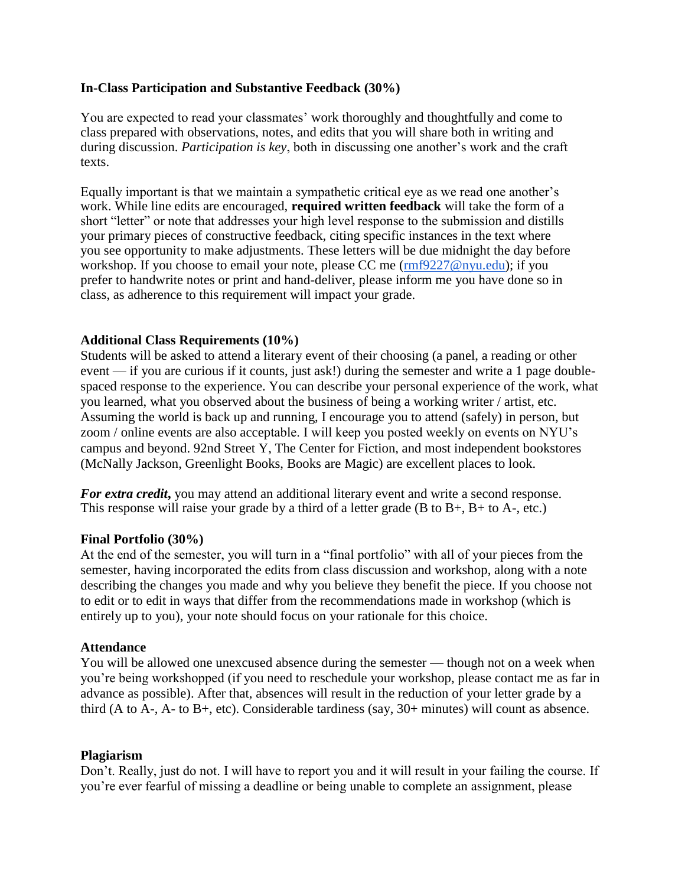### In-Class Participation and Substantive Feedback (30%)

You are expected to read your classmates' work thoroughly and thoughtfully and come to class prepared with observations, notes, and edits that you will share both in writing and during discussion. *Participation is key*, both in discussing one another's work and the craft texts.

Equally important is that we maintain a sympathetic critical eye as we read one another's work. While line edits are encouraged, **required written feedback** will take the form of a short "letter" or note that addresses your high level response to the submission and distills your primary pieces of constructive feedback, citing specific instances in the text where you see opportunity to make adjustments. These letters will be due midnight the day before workshop. If you choose to email your note, please CC me (rmf9227@nyu.edu); if you prefer to handwrite notes or print and hand-deliver, please inform me you have done so in class, as adherence to this requirement will impact your grade.

### Additional Class Requirements (10%)

Students will be asked to attend a literary event of their choosing (a panel, a reading or other event — if you are curious if it counts, just ask!) during the semester and write a 1 page double-spaced response to the experience. You can describe your personal experience of the work, what you learned, what you observed about the business of being a working writer / artist, etc. Assuming the world is back up and running, I encourage you to attend (safely) in person, but zoom / online events are also acceptable. I will keep you posted weekly on events on NYU's campus and beyond. 92nd Street Y, The Center for Fiction, and most independent bookstores (McNally Jackson, Greenlight Books, Books are Magic) are excellent places to look.

***For extra credit***, you may attend an additional literary event and write a second response. This response will raise your grade by a third of a letter grade (B to B+, B+ to A-, etc.)

### Final Portfolio (30%)

At the end of the semester, you will turn in a "final portfolio" with all of your pieces from the semester, having incorporated the edits from class discussion and workshop, along with a note describing the changes you made and why you believe they benefit the piece. If you choose not to edit or to edit in ways that differ from the recommendations made in workshop (which is entirely up to you), your note should focus on your rationale for this choice.

### Attendance

You will be allowed one unexcused absence during the semester — though not on a week when you're being workshopped (if you need to reschedule your workshop, please contact me as far in advance as possible). After that, absences will result in the reduction of your letter grade by a third (A to A-, A- to B+, etc). Considerable tardiness (say, 30+ minutes) will count as absence.

### Plagiarism

Don't. Really, just do not. I will have to report you and it will result in your failing the course. If you're ever fearful of missing a deadline or being unable to complete an assignment, please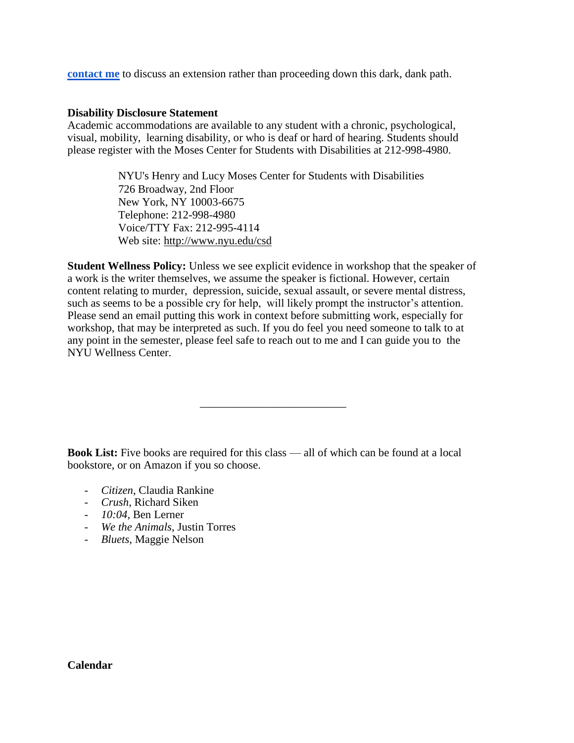[**contact me**](#) to discuss an extension rather than proceeding down this dark, dank path.

**Disability Disclosure Statement**
Academic accommodations are available to any student with a chronic, psychological, visual, mobility, learning disability, or who is deaf or hard of hearing. Students should please register with the Moses Center for Students with Disabilities at 212-998-4980.

> NYU's Henry and Lucy Moses Center for Students with Disabilities
> 726 Broadway, 2nd Floor
> New York, NY 10003-6675
> Telephone: 212-998-4980
> Voice/TTY Fax: 212-995-4114
> Web site: http://www.nyu.edu/csd

**Student Wellness Policy:** Unless we see explicit evidence in workshop that the speaker of a work is the writer themselves, we assume the speaker is fictional. However, certain content relating to murder, depression, suicide, sexual assault, or severe mental distress, such as seems to be a possible cry for help, will likely prompt the instructor's attention. Please send an email putting this work in context before submitting work, especially for workshop, that may be interpreted as such. If you do feel you need someone to talk to at any point in the semester, please feel safe to reach out to me and I can guide you to the NYU Wellness Center.

---

**Book List:** Five books are required for this class — all of which can be found at a local bookstore, or on Amazon if you so choose.

- *Citizen*, Claudia Rankine
- *Crush*, Richard Siken
- *10:04*, Ben Lerner
- *We the Animals*, Justin Torres
- *Bluets*, Maggie Nelson

**Calendar**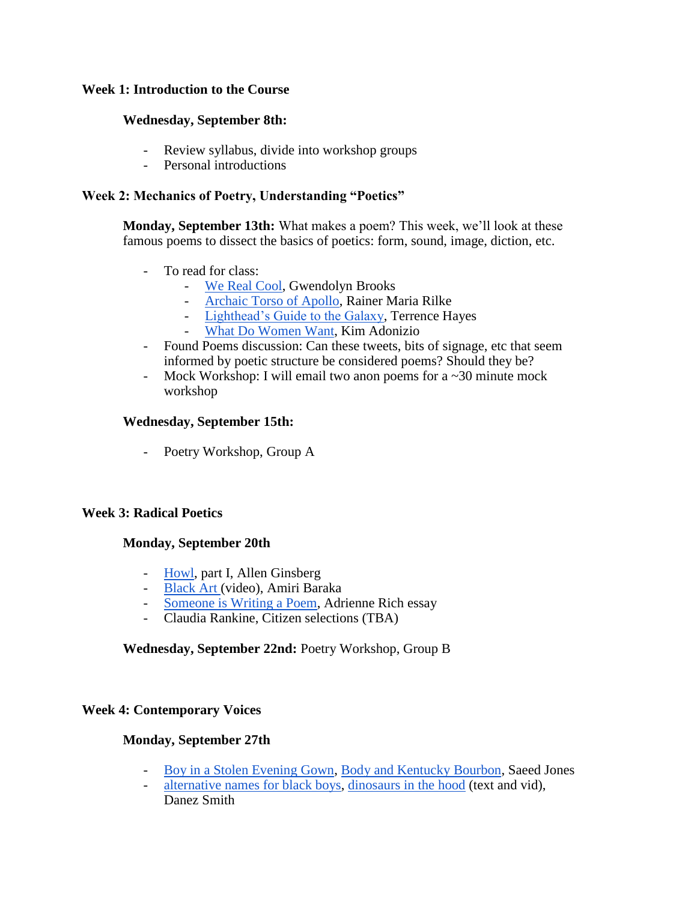**Week 1: Introduction to the Course**

**Wednesday, September 8th:**

- Review syllabus, divide into workshop groups
- Personal introductions

**Week 2: Mechanics of Poetry, Understanding "Poetics"**

**Monday, September 13th:** What makes a poem? This week, we'll look at these famous poems to dissect the basics of poetics: form, sound, image, diction, etc.

- To read for class:
    - We Real Cool, Gwendolyn Brooks
    - Archaic Torso of Apollo, Rainer Maria Rilke
    - Lighthead's Guide to the Galaxy, Terrence Hayes
    - What Do Women Want, Kim Adonizio
- Found Poems discussion: Can these tweets, bits of signage, etc that seem informed by poetic structure be considered poems? Should they be?
- Mock Workshop: I will email two anon poems for a ~30 minute mock workshop

**Wednesday, September 15th:**

- Poetry Workshop, Group A

**Week 3: Radical Poetics**

**Monday, September 20th**

- Howl, part I, Allen Ginsberg
- Black Art (video), Amiri Baraka
- Someone is Writing a Poem, Adrienne Rich essay
- Claudia Rankine, Citizen selections (TBA)

**Wednesday, September 22nd:** Poetry Workshop, Group B

**Week 4: Contemporary Voices**

**Monday, September 27th**

- Boy in a Stolen Evening Gown, Body and Kentucky Bourbon, Saeed Jones
- alternative names for black boys, dinosaurs in the hood (text and vid), Danez Smith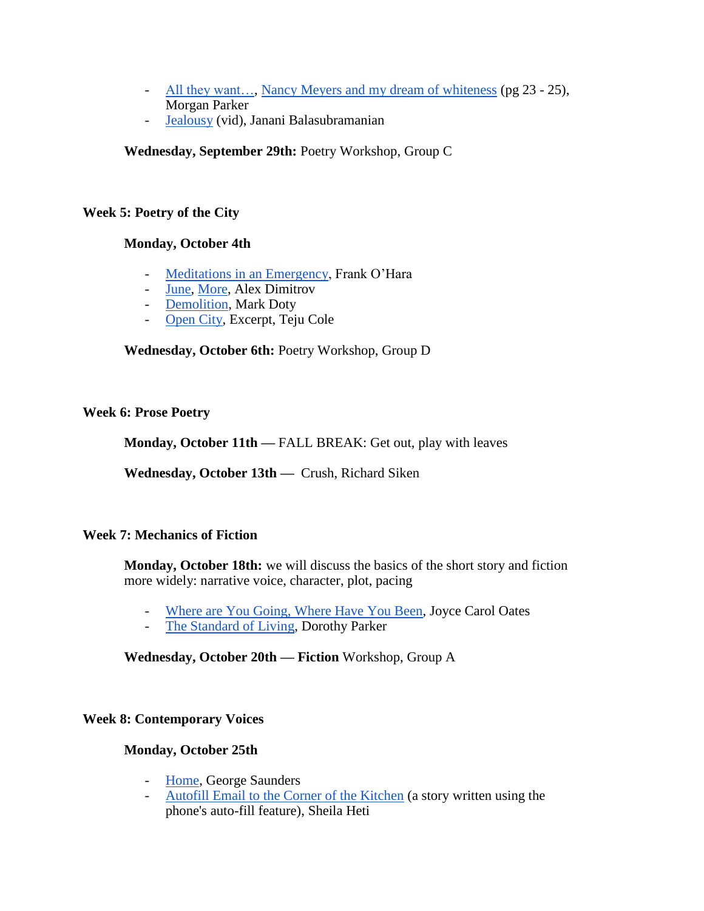- All they want…, Nancy Meyers and my dream of whiteness (pg 23 - 25), Morgan Parker
- Jealousy (vid), Janani Balasubramanian

**Wednesday, September 29th:** Poetry Workshop, Group C

## Week 5: Poetry of the City

**Monday, October 4th**

- Meditations in an Emergency, Frank O'Hara
- June, More, Alex Dimitrov
- Demolition, Mark Doty
- Open City, Excerpt, Teju Cole

**Wednesday, October 6th:** Poetry Workshop, Group D

## Week 6: Prose Poetry

**Monday, October 11th —** FALL BREAK: Get out, play with leaves

**Wednesday, October 13th —** Crush, Richard Siken

## Week 7: Mechanics of Fiction

**Monday, October 18th:** we will discuss the basics of the short story and fiction more widely: narrative voice, character, plot, pacing

- Where are You Going, Where Have You Been, Joyce Carol Oates
- The Standard of Living, Dorothy Parker

**Wednesday, October 20th — Fiction** Workshop, Group A

## Week 8: Contemporary Voices

**Monday, October 25th**

- Home, George Saunders
- Autofill Email to the Corner of the Kitchen (a story written using the phone's auto-fill feature), Sheila Heti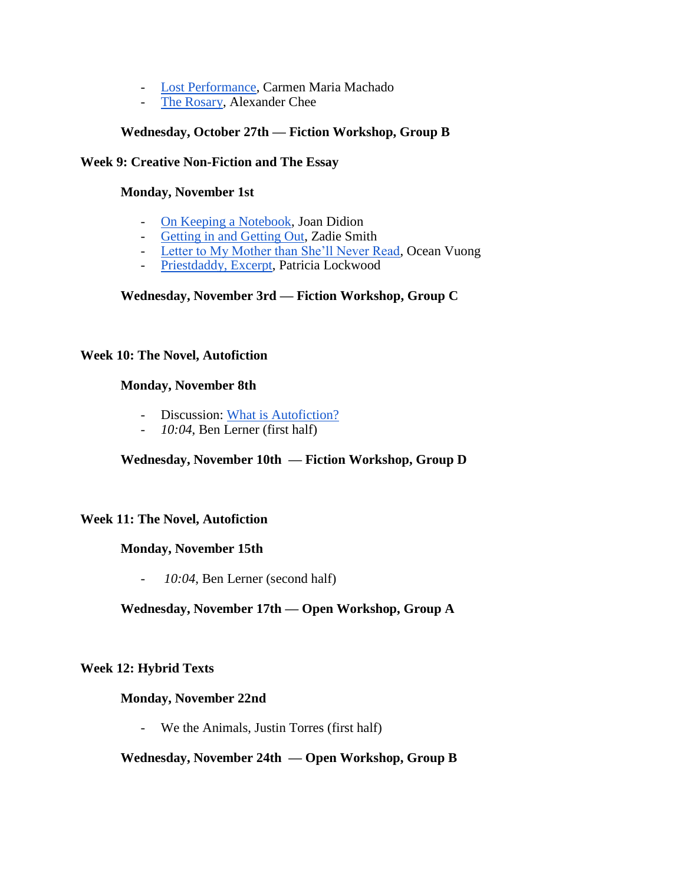- Lost Performance, Carmen Maria Machado
- The Rosary, Alexander Chee

**Wednesday, October 27th — Fiction Workshop, Group B**

**Week 9: Creative Non-Fiction and The Essay**

**Monday, November 1st**

- On Keeping a Notebook, Joan Didion
- Getting in and Getting Out, Zadie Smith
- Letter to My Mother than She'll Never Read, Ocean Vuong
- Priestdaddy, Excerpt, Patricia Lockwood

**Wednesday, November 3rd — Fiction Workshop, Group C**

**Week 10: The Novel, Autofiction**

**Monday, November 8th**

- Discussion: What is Autofiction?
- *10:04*, Ben Lerner (first half)

**Wednesday, November 10th — Fiction Workshop, Group D**

**Week 11: The Novel, Autofiction**

**Monday, November 15th**

- *10:04*, Ben Lerner (second half)

**Wednesday, November 17th — Open Workshop, Group A**

**Week 12: Hybrid Texts**

**Monday, November 22nd**

- We the Animals, Justin Torres (first half)

**Wednesday, November 24th — Open Workshop, Group B**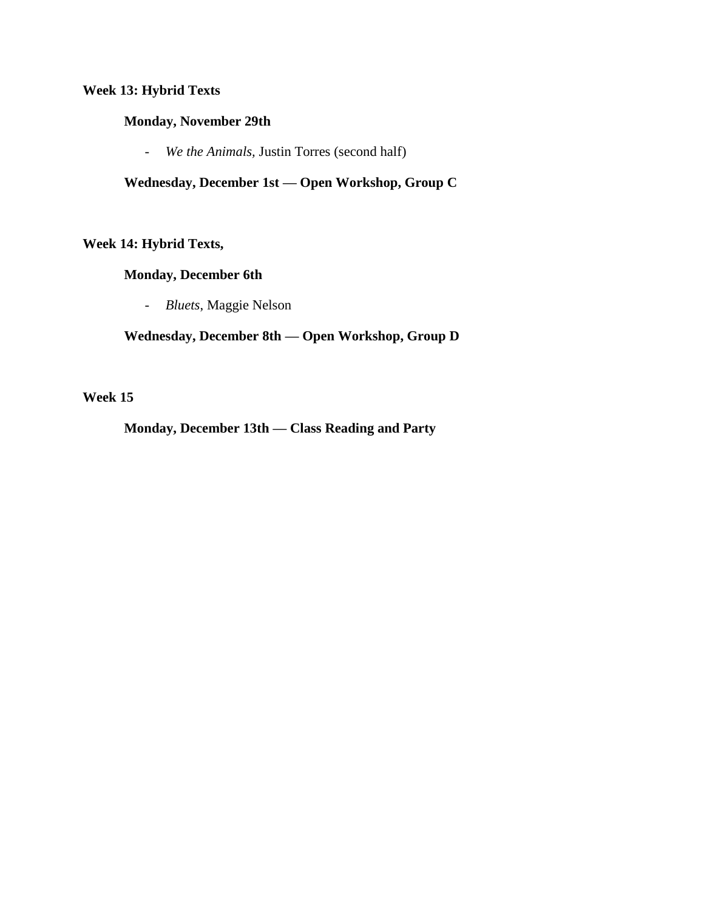**Week 13: Hybrid Texts**

**Monday, November 29th**

- *We the Animals,* Justin Torres (second half)

**Wednesday, December 1st — Open Workshop, Group C**

**Week 14: Hybrid Texts,**

**Monday, December 6th**

- *Bluets*, Maggie Nelson

**Wednesday, December 8th — Open Workshop, Group D**

**Week 15**

**Monday, December 13th — Class Reading and Party**